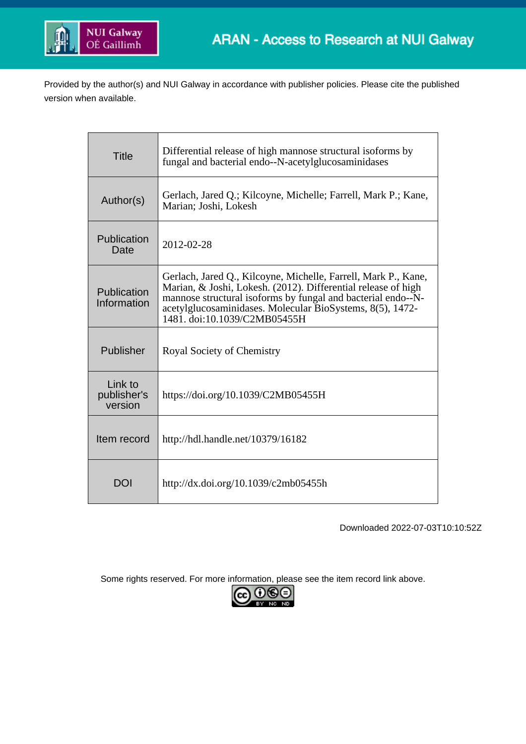NUI Galway
OÉ Gaillimh

ARAN - Access to Research at NUI Galway

Provided by the author(s) and NUI Galway in accordance with publisher policies. Please cite the published version when available.

| | |
|---|---|
| Title | Differential release of high mannose structural isoforms by fungal and bacterial endo--N-acetylglucosaminidases |
| Author(s) | Gerlach, Jared Q.; Kilcoyne, Michelle; Farrell, Mark P.; Kane, Marian; Joshi, Lokesh |
| Publication Date | 2012-02-28 |
| Publication Information | Gerlach, Jared Q., Kilcoyne, Michelle, Farrell, Mark P., Kane, Marian, & Joshi, Lokesh. (2012). Differential release of high mannose structural isoforms by fungal and bacterial endo--N-acetylglucosaminidases. Molecular BioSystems, 8(5), 1472-1481. doi:10.1039/C2MB05455H |
| Publisher | Royal Society of Chemistry |
| Link to publisher's version | https://doi.org/10.1039/C2MB05455H |
| Item record | http://hdl.handle.net/10379/16182 |
| DOI | http://dx.doi.org/10.1039/c2mb05455h |

Downloaded 2022-07-03T10:10:52Z

Some rights reserved. For more information, please see the item record link above.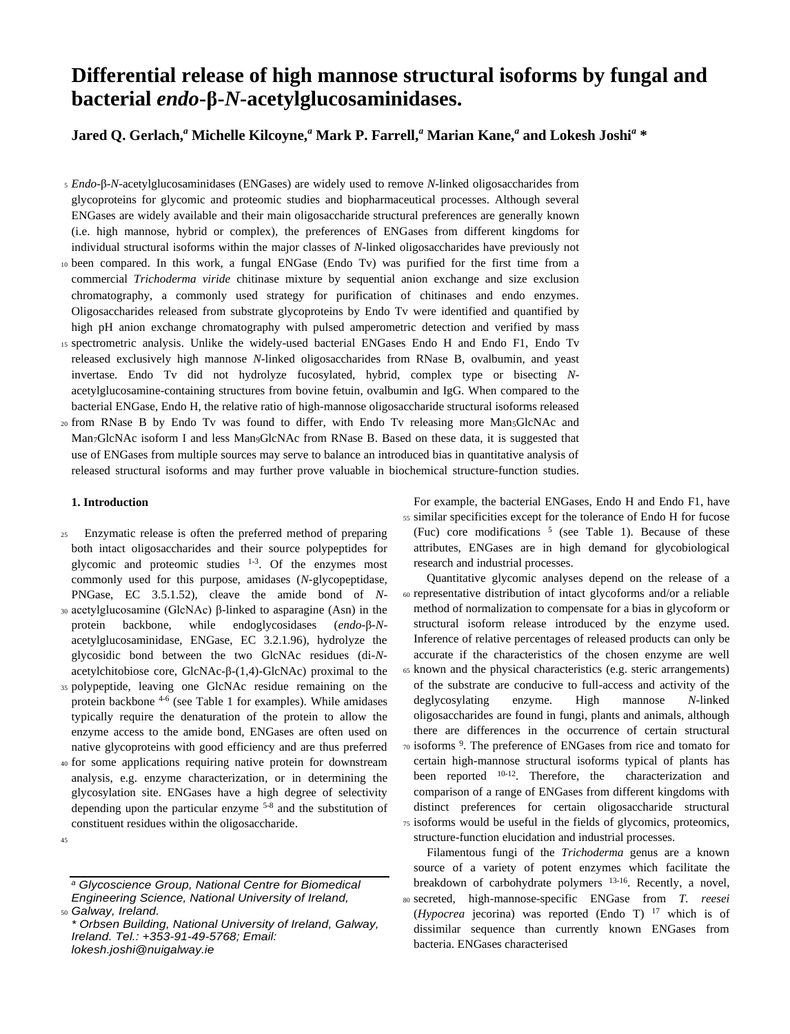# Differential release of high mannose structural isoforms by fungal and bacterial *endo*-β-*N*-acetylglucosaminidases.

**Jared Q. Gerlach,[a] Michelle Kilcoyne,[a] Mark P. Farrell,[a] Marian Kane,[a] and Lokesh Joshi[a] \***

*Endo*-β-*N*-acetylglucosaminidases (ENGases) are widely used to remove *N*-linked oligosaccharides from glycoproteins for glycomic and proteomic studies and biopharmaceutical processes. Although several ENGases are widely available and their main oligosaccharide structural preferences are generally known (i.e. high mannose, hybrid or complex), the preferences of ENGases from different kingdoms for individual structural isoforms within the major classes of *N*-linked oligosaccharides have previously not been compared. In this work, a fungal ENGase (Endo Tv) was purified for the first time from a commercial *Trichoderma viride* chitinase mixture by sequential anion exchange and size exclusion chromatography, a commonly used strategy for purification of chitinases and endo enzymes. Oligosaccharides released from substrate glycoproteins by Endo Tv were identified and quantified by high pH anion exchange chromatography with pulsed amperometric detection and verified by mass spectrometric analysis. Unlike the widely-used bacterial ENGases Endo H and Endo F1, Endo Tv released exclusively high mannose *N*-linked oligosaccharides from RNase B, ovalbumin, and yeast invertase. Endo Tv did not hydrolyze fucosylated, hybrid, complex type or bisecting *N*-acetylglucosamine-containing structures from bovine fetuin, ovalbumin and IgG. When compared to the bacterial ENGase, Endo H, the relative ratio of high-mannose oligosaccharide structural isoforms released from RNase B by Endo Tv was found to differ, with Endo Tv releasing more $Man_5GlcNAc$ and $Man_7GlcNAc$ isoform I and less $Man_9GlcNAc$ from RNase B. Based on these data, it is suggested that use of ENGases from multiple sources may serve to balance an introduced bias in quantitative analysis of released structural isoforms and may further prove valuable in biochemical structure-function studies.

## 1. Introduction

Enzymatic release is often the preferred method of preparing both intact oligosaccharides and their source polypeptides for glycomic and proteomic studies [1-3]. Of the enzymes most commonly used for this purpose, amidases (*N*-glycopeptidase, PNGase, EC 3.5.1.52), cleave the amide bond of *N*-acetylglucosamine (GlcNAc) β-linked to asparagine (Asn) in the protein backbone, while endoglycosidases (*endo*-β-*N*-acetylglucosaminidase, ENGase, EC 3.2.1.96), hydrolyze the glycosidic bond between the two GlcNAc residues (di-*N*-acetylchitobiose core, GlcNAc-β-(1,4)-GlcNAc) proximal to the polypeptide, leaving one GlcNAc residue remaining on the protein backbone [4-6] (see Table 1 for examples). While amidases typically require the denaturation of the protein to allow the enzyme access to the amide bond, ENGases are often used on native glycoproteins with good efficiency and are thus preferred for some applications requiring native protein for downstream analysis, e.g. enzyme characterization, or in determining the glycosylation site. ENGases have a high degree of selectivity depending upon the particular enzyme [5-8] and the substitution of constituent residues within the oligosaccharide.

For example, the bacterial ENGases, Endo H and Endo F1, have similar specificities except for the tolerance of Endo H for fucose (Fuc) core modifications [5] (see Table 1). Because of these attributes, ENGases are in high demand for glycobiological research and industrial processes.

Quantitative glycomic analyses depend on the release of a representative distribution of intact glycoforms and/or a reliable method of normalization to compensate for a bias in glycoform or structural isoform release introduced by the enzyme used. Inference of relative percentages of released products can only be accurate if the characteristics of the chosen enzyme are well known and the physical characteristics (e.g. steric arrangements) of the substrate are conducive to full-access and activity of the deglycosylating enzyme. High mannose *N*-linked oligosaccharides are found in fungi, plants and animals, although there are differences in the occurrence of certain structural isoforms [9]. The preference of ENGases from rice and tomato for certain high-mannose structural isoforms typical of plants has been reported [10-12]. Therefore, the characterization and comparison of a range of ENGases from different kingdoms with distinct preferences for certain oligosaccharide structural isoforms would be useful in the fields of glycomics, proteomics, structure-function elucidation and industrial processes.

Filamentous fungi of the *Trichoderma* genus are a known source of a variety of potent enzymes which facilitate the breakdown of carbohydrate polymers [13-16]. Recently, a novel, secreted, high-mannose-specific ENGase from *T. reesei* (*Hypocrea* jecorina) was reported (Endo T) [17] which is of dissimilar sequence than currently known ENGases from bacteria. ENGases characterised

---

[a] Glycoscience Group, National Centre for Biomedical Engineering Science, National University of Ireland, Galway, Ireland.
\* Orbsen Building, National University of Ireland, Galway, Ireland. Tel.: +353-91-49-5768; Email: lokesh.joshi@nuigalway.ie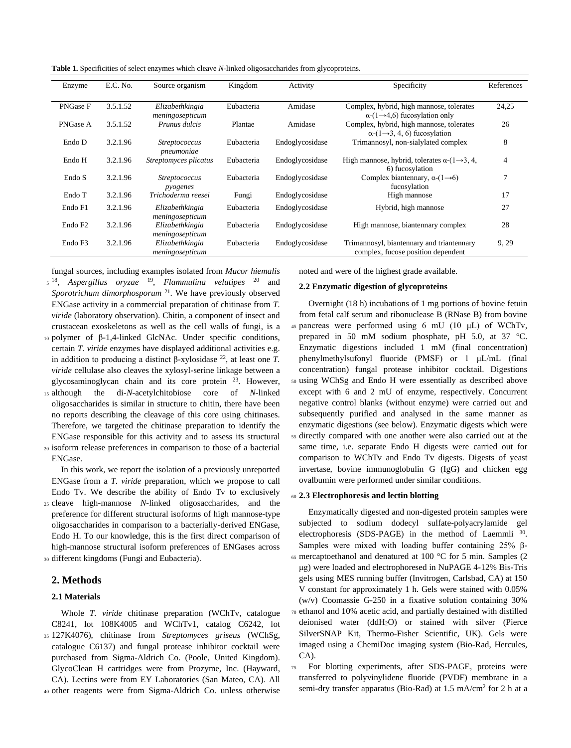**Table 1.** Specificities of select enzymes which cleave *N*-linked oligosaccharides from glycoproteins.

| Enzyme | E.C. No. | Source organism | Kingdom | Activity | Specificity | References |
|---|---|---|---|---|---|---|
| PNGase F | 3.5.1.52 | *Elizabethkingia meningosepticum* | Eubacteria | Amidase | Complex, hybrid, high mannose, tolerates α-(1→4,6) fucosylation only | 24,25 |
| PNGase A | 3.5.1.52 | *Prunus dulcis* | Plantae | Amidase | Complex, hybrid, high mannose, tolerates α-(1→3, 4, 6) fucosylation | 26 |
| Endo D | 3.2.1.96 | *Streptococcus pneumoniae* | Eubacteria | Endoglycosidase | Trimannosyl, non-sialylated complex | 8 |
| Endo H | 3.2.1.96 | *Streptomyces plicatus* | Eubacteria | Endoglycosidase | High mannose, hybrid, tolerates α-(1→3, 4, 6) fucosylation | 4 |
| Endo S | 3.2.1.96 | *Streptococcus pyogenes* | Eubacteria | Endoglycosidase | Complex biantennary, α-(1→6) fucosylation | 7 |
| Endo T | 3.2.1.96 | *Trichoderma reesei* | Fungi | Endoglycosidase | High mannose | 17 |
| Endo F1 | 3.2.1.96 | *Elizabethkingia meningosepticum* | Eubacteria | Endoglycosidase | Hybrid, high mannose | 27 |
| Endo F2 | 3.2.1.96 | *Elizabethkingia meningosepticum* | Eubacteria | Endoglycosidase | High mannose, biantennary complex | 28 |
| Endo F3 | 3.2.1.96 | *Elizabethkingia meningosepticum* | Eubacteria | Endoglycosidase | Trimannosyl, biantennary and triantennary complex, fucose position dependent | 9, 29 |

fungal sources, including examples isolated from *Mucor hiemalis* [18], *Aspergillus oryzae* [19], *Flammulina velutipes* [20] and *Sporotrichum dimorphosporum* [21]. We have previously observed ENGase activity in a commercial preparation of chitinase from *T. viride* (laboratory observation). Chitin, a component of insect and crustacean exoskeletons as well as the cell walls of fungi, is a polymer of β-1,4-linked GlcNAc. Under specific conditions, certain *T. viride* enzymes have displayed additional activities e.g. in addition to producing a distinct β-xylosidase [22], at least one *T. viride* cellulase also cleaves the xylosyl-serine linkage between a glycosaminoglycan chain and its core protein [23]. However, although the di-*N*-acetylchitobiose core of *N*-linked oligosaccharides is similar in structure to chitin, there have been no reports describing the cleavage of this core using chitinases. Therefore, we targeted the chitinase preparation to identify the ENGase responsible for this activity and to assess its structural isoform release preferences in comparison to those of a bacterial ENGase.

In this work, we report the isolation of a previously unreported ENGase from a *T. viride* preparation, which we propose to call Endo Tv. We describe the ability of Endo Tv to exclusively cleave high-mannose *N*-linked oligosaccharides, and the preference for different structural isoforms of high mannose-type oligosaccharides in comparison to a bacterially-derived ENGase, Endo H. To our knowledge, this is the first direct comparison of high-mannose structural isoform preferences of ENGases across different kingdoms (Fungi and Eubacteria).

## 2. Methods

### 2.1 Materials

Whole *T. viride* chitinase preparation (WChTv, catalogue C8241, lot 108K4005 and WChTv1, catalog C6242, lot 127K4076), chitinase from *Streptomyces griseus* (WChSg, catalogue C6137) and fungal protease inhibitor cocktail were purchased from Sigma-Aldrich Co. (Poole, United Kingdom). GlycoClean H cartridges were from Prozyme, Inc. (Hayward, CA). Lectins were from EY Laboratories (San Mateo, CA). All other reagents were from Sigma-Aldrich Co. unless otherwise noted and were of the highest grade available.

### 2.2 Enzymatic digestion of glycoproteins

Overnight (18 h) incubations of 1 mg portions of bovine fetuin from fetal calf serum and ribonuclease B (RNase B) from bovine pancreas were performed using 6 mU (10 μL) of WChTv, prepared in 50 mM sodium phosphate, pH 5.0, at 37 °C. Enzymatic digestions included 1 mM (final concentration) phenylmethylsufonyl fluoride (PMSF) or 1 μL/mL (final concentration) fungal protease inhibitor cocktail. Digestions using WChSg and Endo H were essentially as described above except with 6 and 2 mU of enzyme, respectively. Concurrent negative control blanks (without enzyme) were carried out and subsequently purified and analysed in the same manner as enzymatic digestions (see below). Enzymatic digests which were directly compared with one another were also carried out at the same time, i.e. separate Endo H digests were carried out for comparison to WChTv and Endo Tv digests. Digests of yeast invertase, bovine immunoglobulin G (IgG) and chicken egg ovalbumin were performed under similar conditions.

### 2.3 Electrophoresis and lectin blotting

Enzymatically digested and non-digested protein samples were subjected to sodium dodecyl sulfate-polyacrylamide gel electrophoresis (SDS-PAGE) in the method of Laemmli [30]. Samples were mixed with loading buffer containing 25% β-mercaptoethanol and denatured at 100 °C for 5 min. Samples (2 μg) were loaded and electrophoresed in NuPAGE 4-12% Bis-Tris gels using MES running buffer (Invitrogen, Carlsbad, CA) at 150 V constant for approximately 1 h. Gels were stained with 0.05% (w/v) Coomassie G-250 in a fixative solution containing 30% ethanol and 10% acetic acid, and partially destained with distilled deionised water ($ddH_2O$) or stained with silver (Pierce SilverSNAP Kit, Thermo-Fisher Scientific, UK). Gels were imaged using a ChemiDoc imaging system (Bio-Rad, Hercules, CA).

For blotting experiments, after SDS-PAGE, proteins were transferred to polyvinylidene fluoride (PVDF) membrane in a semi-dry transfer apparatus (Bio-Rad) at 1.5 mA/cm$^2$ for 2 h at a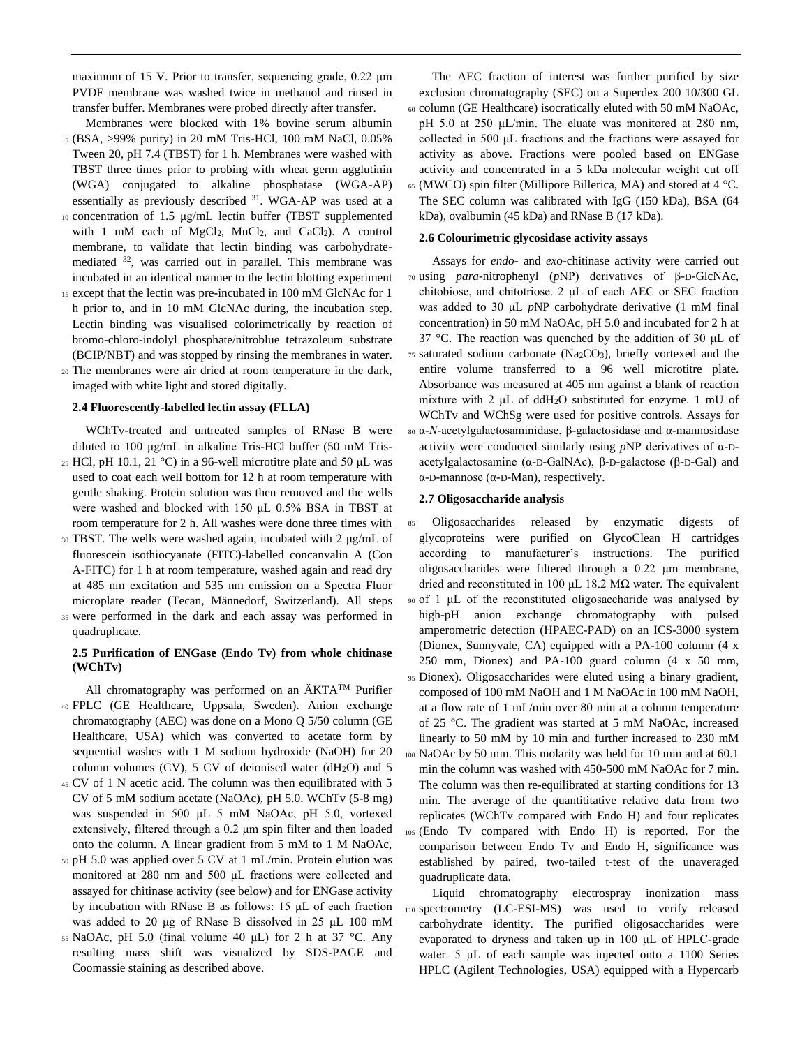maximum of 15 V. Prior to transfer, sequencing grade, 0.22 μm PVDF membrane was washed twice in methanol and rinsed in transfer buffer. Membranes were probed directly after transfer.

Membranes were blocked with 1% bovine serum albumin (BSA, >99% purity) in 20 mM Tris-HCl, 100 mM NaCl, 0.05% Tween 20, pH 7.4 (TBST) for 1 h. Membranes were washed with TBST three times prior to probing with wheat germ agglutinin (WGA) conjugated to alkaline phosphatase (WGA-AP) essentially as previously described [31]. WGA-AP was used at a concentration of 1.5 μg/mL lectin buffer (TBST supplemented with 1 mM each of $MgCl_2$, $MnCl_2$, and $CaCl_2$). A control membrane, to validate that lectin binding was carbohydrate-mediated [32], was carried out in parallel. This membrane was incubated in an identical manner to the lectin blotting experiment except that the lectin was pre-incubated in 100 mM GlcNAc for 1 h prior to, and in 10 mM GlcNAc during, the incubation step. Lectin binding was visualised colorimetrically by reaction of bromo-chloro-indolyl phosphate/nitroblue tetrazoleum substrate (BCIP/NBT) and was stopped by rinsing the membranes in water. The membranes were air dried at room temperature in the dark, imaged with white light and stored digitally.

### 2.4 Fluorescently-labelled lectin assay (FLLA)

WChTv-treated and untreated samples of RNase B were diluted to 100 μg/mL in alkaline Tris-HCl buffer (50 mM Tris-HCl, pH 10.1, 21 °C) in a 96-well microtitre plate and 50 μL was used to coat each well bottom for 12 h at room temperature with gentle shaking. Protein solution was then removed and the wells were washed and blocked with 150 μL 0.5% BSA in TBST at room temperature for 2 h. All washes were done three times with TBST. The wells were washed again, incubated with 2 μg/mL of fluorescein isothiocyanate (FITC)-labelled concanvalin A (Con A-FITC) for 1 h at room temperature, washed again and read dry at 485 nm excitation and 535 nm emission on a Spectra Fluor microplate reader (Tecan, Männedorf, Switzerland). All steps were performed in the dark and each assay was performed in quadruplicate.

### 2.5 Purification of ENGase (Endo Tv) from whole chitinase (WChTv)

All chromatography was performed on an ÄKTA™ Purifier FPLC (GE Healthcare, Uppsala, Sweden). Anion exchange chromatography (AEC) was done on a Mono Q 5/50 column (GE Healthcare, USA) which was converted to acetate form by sequential washes with 1 M sodium hydroxide (NaOH) for 20 column volumes (CV), 5 CV of deionised water ($dH_2O$) and 5 CV of 1 N acetic acid. The column was then equilibrated with 5 CV of 5 mM sodium acetate (NaOAc), pH 5.0. WChTv (5-8 mg) was suspended in 500 μL 5 mM NaOAc, pH 5.0, vortexed extensively, filtered through a 0.2 μm spin filter and then loaded onto the column. A linear gradient from 5 mM to 1 M NaOAc, pH 5.0 was applied over 5 CV at 1 mL/min. Protein elution was monitored at 280 nm and 500 μL fractions were collected and assayed for chitinase activity (see below) and for ENGase activity by incubation with RNase B as follows: 15 μL of each fraction was added to 20 μg of RNase B dissolved in 25 μL 100 mM NaOAc, pH 5.0 (final volume 40 μL) for 2 h at 37 °C. Any resulting mass shift was visualized by SDS-PAGE and Coomassie staining as described above.

The AEC fraction of interest was further purified by size exclusion chromatography (SEC) on a Superdex 200 10/300 GL column (GE Healthcare) isocratically eluted with 50 mM NaOAc, pH 5.0 at 250 μL/min. The eluate was monitored at 280 nm, collected in 500 μL fractions and the fractions were assayed for activity as above. Fractions were pooled based on ENGase activity and concentrated in a 5 kDa molecular weight cut off (MWCO) spin filter (Millipore Billerica, MA) and stored at 4 °C. The SEC column was calibrated with IgG (150 kDa), BSA (64 kDa), ovalbumin (45 kDa) and RNase B (17 kDa).

### 2.6 Colourimetric glycosidase activity assays

Assays for *endo*- and *exo*-chitinase activity were carried out using *para*-nitrophenyl (*p*NP) derivatives of β-D-GlcNAc, chitobiose, and chitotriose. 2 μL of each AEC or SEC fraction was added to 30 μL *p*NP carbohydrate derivative (1 mM final concentration) in 50 mM NaOAc, pH 5.0 and incubated for 2 h at 37 °C. The reaction was quenched by the addition of 30 μL of saturated sodium carbonate ($Na_2CO_3$), briefly vortexed and the entire volume transferred to a 96 well microtitre plate. Absorbance was measured at 405 nm against a blank of reaction mixture with 2 μL of $ddH_2O$ substituted for enzyme. 1 mU of WChTv and WChSg were used for positive controls. Assays for α-*N*-acetylgalactosaminidase, β-galactosidase and α-mannosidase activity were conducted similarly using *p*NP derivatives of α-D-acetylgalactosamine (α-D-GalNAc), β-D-galactose (β-D-Gal) and α-D-mannose (α-D-Man), respectively.

### 2.7 Oligosaccharide analysis

Oligosaccharides released by enzymatic digests of glycoproteins were purified on GlycoClean H cartridges according to manufacturer's instructions. The purified oligosaccharides were filtered through a 0.22 μm membrane, dried and reconstituted in 100 μL 18.2 MΩ water. The equivalent of 1 μL of the reconstituted oligosaccharide was analysed by high-pH anion exchange chromatography with pulsed amperometric detection (HPAEC-PAD) on an ICS-3000 system (Dionex, Sunnyvale, CA) equipped with a PA-100 column (4 x 250 mm, Dionex) and PA-100 guard column (4 x 50 mm, Dionex). Oligosaccharides were eluted using a binary gradient, composed of 100 mM NaOH and 1 M NaOAc in 100 mM NaOH, at a flow rate of 1 mL/min over 80 min at a column temperature of 25 °C. The gradient was started at 5 mM NaOAc, increased linearly to 50 mM by 10 min and further increased to 230 mM NaOAc by 50 min. This molarity was held for 10 min and at 60.1 min the column was washed with 450-500 mM NaOAc for 7 min. The column was then re-equilibrated at starting conditions for 13 min. The average of the quantititative relative data from two replicates (WChTv compared with Endo H) and four replicates (Endo Tv compared with Endo H) is reported. For the comparison between Endo Tv and Endo H, significance was established by paired, two-tailed t-test of the unaveraged quadruplicate data.

Liquid chromatography electrospray inonization mass spectrometry (LC-ESI-MS) was used to verify released carbohydrate identity. The purified oligosaccharides were evaporated to dryness and taken up in 100 μL of HPLC-grade water. 5 μL of each sample was injected onto a 1100 Series HPLC (Agilent Technologies, USA) equipped with a Hypercarb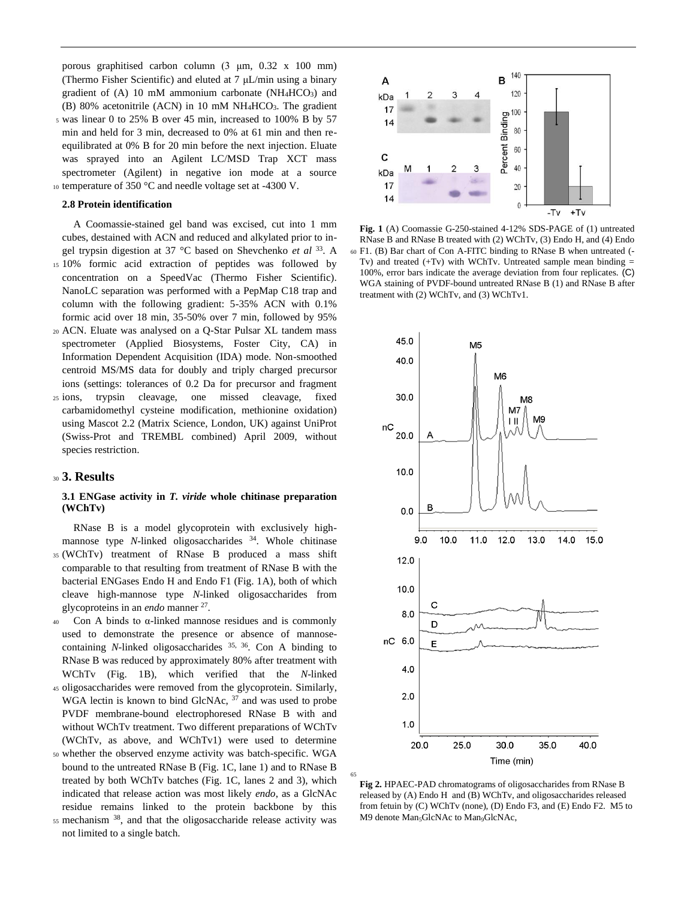porous graphitised carbon column (3 μm, 0.32 x 100 mm) (Thermo Fisher Scientific) and eluted at 7 μL/min using a binary gradient of (A) 10 mM ammonium carbonate ($NH_4HCO_3$) and (B) 80% acetonitrile (ACN) in 10 mM $NH_4HCO_3$. The gradient was linear 0 to 25% B over 45 min, increased to 100% B by 57 min and held for 3 min, decreased to 0% at 61 min and then re-equilibrated at 0% B for 20 min before the next injection. Eluate was sprayed into an Agilent LC/MSD Trap XCT mass spectrometer (Agilent) in negative ion mode at a source temperature of 350 °C and needle voltage set at -4300 V.

### 2.8 Protein identification

A Coomassie-stained gel band was excised, cut into 1 mm cubes, destained with ACN and reduced and alkylated prior to in-gel trypsin digestion at 37 °C based on Shevchenko *et al* [33]. A 10% formic acid extraction of peptides was followed by concentration on a SpeedVac (Thermo Fisher Scientific). NanoLC separation was performed with a PepMap C18 trap and column with the following gradient: 5-35% ACN with 0.1% formic acid over 18 min, 35-50% over 7 min, followed by 95% ACN. Eluate was analysed on a Q-Star Pulsar XL tandem mass spectrometer (Applied Biosystems, Foster City, CA) in Information Dependent Acquisition (IDA) mode. Non-smoothed centroid MS/MS data for doubly and triply charged precursor ions (settings: tolerances of 0.2 Da for precursor and fragment ions, trypsin cleavage, one missed cleavage, fixed carbamidomethyl cysteine modification, methionine oxidation) using Mascot 2.2 (Matrix Science, London, UK) against UniProt (Swiss-Prot and TREMBL combined) April 2009, without species restriction.

## 3. Results

### 3.1 ENGase activity in *T. viride* whole chitinase preparation (WChTv)

RNase B is a model glycoprotein with exclusively high-mannose type *N*-linked oligosaccharides [34]. Whole chitinase (WChTv) treatment of RNase B produced a mass shift comparable to that resulting from treatment of RNase B with the bacterial ENGases Endo H and Endo F1 (Fig. 1A), both of which cleave high-mannose type *N*-linked oligosaccharides from glycoproteins in an *endo* manner [27].

Con A binds to α-linked mannose residues and is commonly used to demonstrate the presence or absence of mannose-containing *N*-linked oligosaccharides [35, 36]. Con A binding to RNase B was reduced by approximately 80% after treatment with WChTv (Fig. 1B), which verified that the *N*-linked oligosaccharides were removed from the glycoprotein. Similarly, WGA lectin is known to bind GlcNAc, [37] and was used to probe PVDF membrane-bound electrophoresed RNase B with and without WChTv treatment. Two different preparations of WChTv (WChTv, as above, and WChTv1) were used to determine whether the observed enzyme activity was batch-specific. WGA bound to the untreated RNase B (Fig. 1C, lane 1) and to RNase B treated by both WChTv batches (Fig. 1C, lanes 2 and 3), which indicated that release action was most likely *endo*, as a GlcNAc residue remains linked to the protein backbone by this mechanism [38], and that the oligosaccharide release activity was not limited to a single batch.

**Fig. 1** (A) Coomassie G-250-stained 4-12% SDS-PAGE of (1) untreated RNase B and RNase B treated with (2) WChTv, (3) Endo H, and (4) Endo F1. (B) Bar chart of Con A-FITC binding to RNase B when untreated (-Tv) and treated (+Tv) with WChTv. Untreated sample mean binding = 100%, error bars indicate the average deviation from four replicates. (C) WGA staining of PVDF-bound untreated RNase B (1) and RNase B after treatment with (2) WChTv, and (3) WChTv1.

**Fig 2.** HPAEC-PAD chromatograms of oligosaccharides from RNase B released by (A) Endo H and (B) WChTv, and oligosaccharides released from fetuin by (C) WChTv (none), (D) Endo F3, and (E) Endo F2. M5 to M9 denote $Man_5GlcNAc$ to $Man_9GlcNAc$,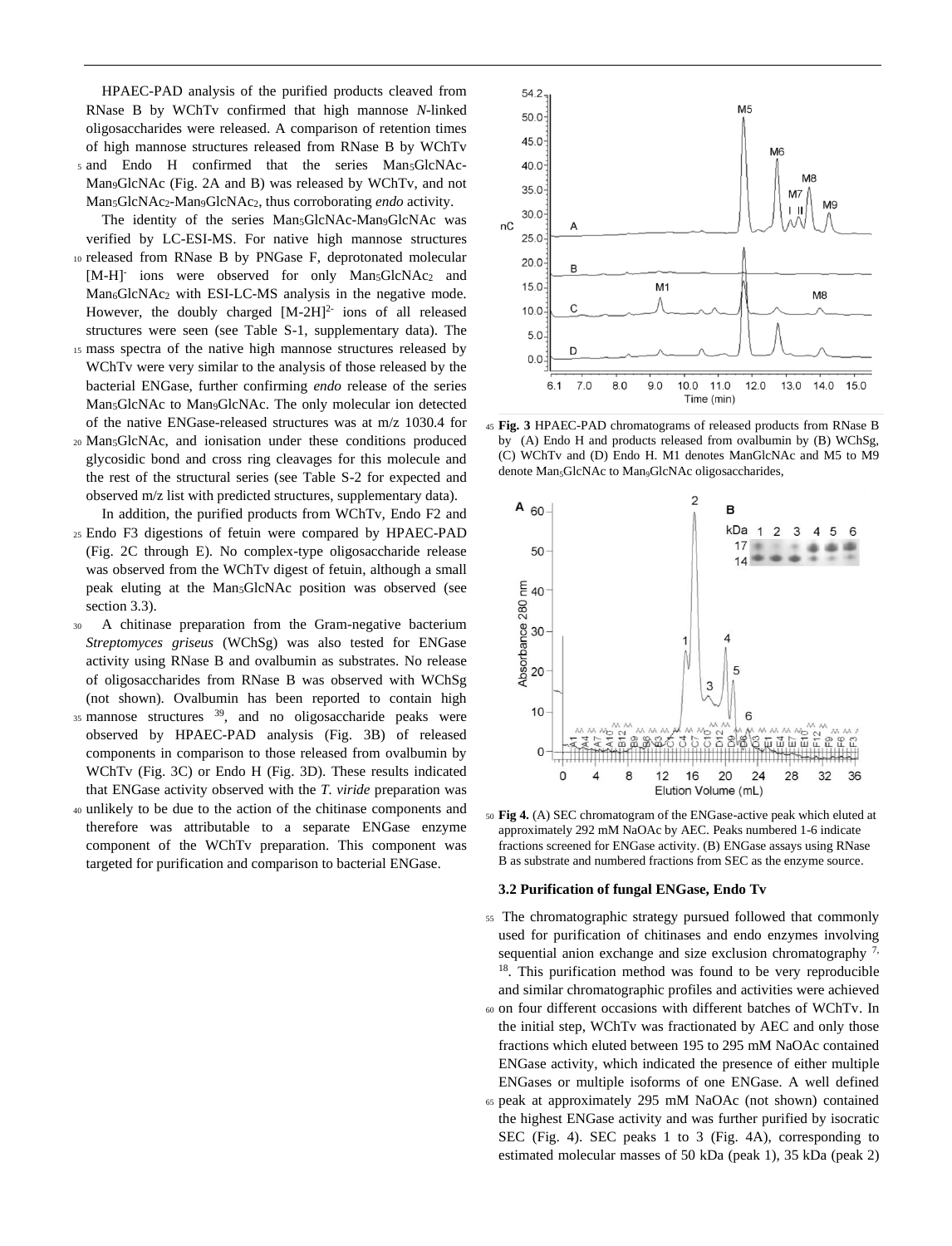HPAEC-PAD analysis of the purified products cleaved from RNase B by WChTv confirmed that high mannose *N*-linked oligosaccharides were released. A comparison of retention times of high mannose structures released from RNase B by WChTv and Endo H confirmed that the series $Man_5GlcNAc$-$Man_9GlcNAc$ (Fig. 2A and B) was released by WChTv, and not $Man_5GlcNAc_2$-$Man_9GlcNAc_2$, thus corroborating *endo* activity.

The identity of the series $Man_5GlcNAc$-$Man_9GlcNAc$ was verified by LC-ESI-MS. For native high mannose structures released from RNase B by PNGase F, deprotonated molecular $[M-H]^-$ ions were observed for only $Man_5GlcNAc_2$ and $Man_6GlcNAc_2$ with ESI-LC-MS analysis in the negative mode. However, the doubly charged $[M-2H]^{2-}$ ions of all released structures were seen (see Table S-1, supplementary data). The mass spectra of the native high mannose structures released by WChTv were very similar to the analysis of those released by the bacterial ENGase, further confirming *endo* release of the series $Man_5GlcNAc$ to $Man_9GlcNAc$. The only molecular ion detected of the native ENGase-released structures was at m/z 1030.4 for $Man_5GlcNAc$, and ionisation under these conditions produced glycosidic bond and cross ring cleavages for this molecule and the rest of the structural series (see Table S-2 for expected and observed m/z list with predicted structures, supplementary data).

In addition, the purified products from WChTv, Endo F2 and Endo F3 digestions of fetuin were compared by HPAEC-PAD (Fig. 2C through E). No complex-type oligosaccharide release was observed from the WChTv digest of fetuin, although a small peak eluting at the $Man_5GlcNAc$ position was observed (see section 3.3).

A chitinase preparation from the Gram-negative bacterium *Streptomyces griseus* (WChSg) was also tested for ENGase activity using RNase B and ovalbumin as substrates. No release of oligosaccharides from RNase B was observed with WChSg (not shown). Ovalbumin has been reported to contain high mannose structures [39], and no oligosaccharide peaks were observed by HPAEC-PAD analysis (Fig. 3B) of released components in comparison to those released from ovalbumin by WChTv (Fig. 3C) or Endo H (Fig. 3D). These results indicated that ENGase activity observed with the *T. viride* preparation was unlikely to be due to the action of the chitinase components and therefore was attributable to a separate ENGase enzyme component of the WChTv preparation. This component was targeted for purification and comparison to bacterial ENGase.

**Fig. 3** HPAEC-PAD chromatograms of released products from RNase B by (A) Endo H and products released from ovalbumin by (B) WChSg, (C) WChTv and (D) Endo H. M1 denotes ManGlcNAc and M5 to M9 denote $Man_5GlcNAc$ to $Man_9GlcNAc$ oligosaccharides,

**Fig 4.** (A) SEC chromatogram of the ENGase-active peak which eluted at approximately 292 mM NaOAc by AEC. Peaks numbered 1-6 indicate fractions screened for ENGase activity. (B) ENGase assays using RNase B as substrate and numbered fractions from SEC as the enzyme source.

### 3.2 Purification of fungal ENGase, Endo Tv

The chromatographic strategy pursued followed that commonly used for purification of chitinases and endo enzymes involving sequential anion exchange and size exclusion chromatography [7, 18]. This purification method was found to be very reproducible and similar chromatographic profiles and activities were achieved on four different occasions with different batches of WChTv. In the initial step, WChTv was fractionated by AEC and only those fractions which eluted between 195 to 295 mM NaOAc contained ENGase activity, which indicated the presence of either multiple ENGases or multiple isoforms of one ENGase. A well defined peak at approximately 295 mM NaOAc (not shown) contained the highest ENGase activity and was further purified by isocratic SEC (Fig. 4). SEC peaks 1 to 3 (Fig. 4A), corresponding to estimated molecular masses of 50 kDa (peak 1), 35 kDa (peak 2)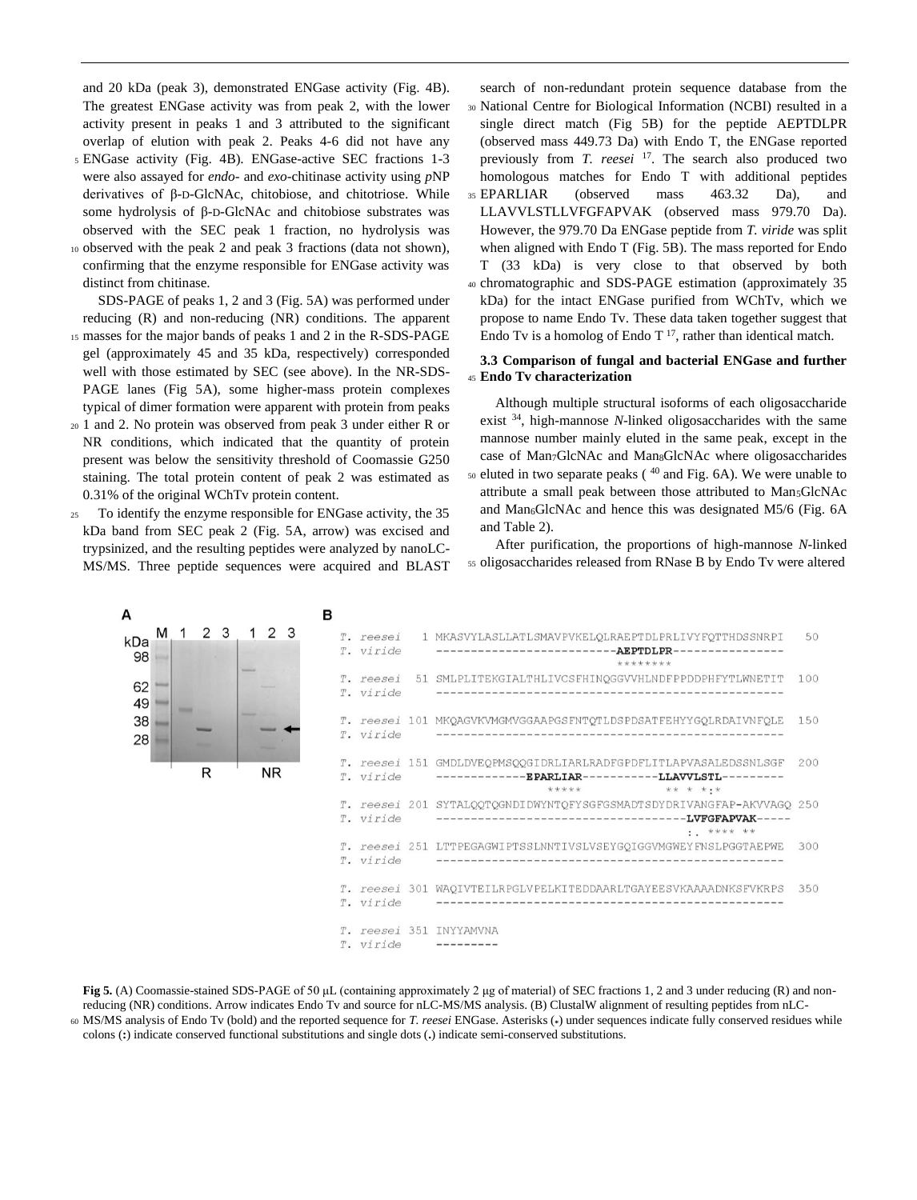and 20 kDa (peak 3), demonstrated ENGase activity (Fig. 4B). The greatest ENGase activity was from peak 2, with the lower activity present in peaks 1 and 3 attributed to the significant overlap of elution with peak 2. Peaks 4-6 did not have any ENGase activity (Fig. 4B). ENGase-active SEC fractions 1-3 were also assayed for *endo*- and *exo*-chitinase activity using *p*NP derivatives of β-D-GlcNAc, chitobiose, and chitotriose. While some hydrolysis of β-D-GlcNAc and chitobiose substrates was observed with the SEC peak 1 fraction, no hydrolysis was observed with the peak 2 and peak 3 fractions (data not shown), confirming that the enzyme responsible for ENGase activity was distinct from chitinase.

SDS-PAGE of peaks 1, 2 and 3 (Fig. 5A) was performed under reducing (R) and non-reducing (NR) conditions. The apparent masses for the major bands of peaks 1 and 2 in the R-SDS-PAGE gel (approximately 45 and 35 kDa, respectively) corresponded well with those estimated by SEC (see above). In the NR-SDS-PAGE lanes (Fig 5A), some higher-mass protein complexes typical of dimer formation were apparent with protein from peaks 1 and 2. No protein was observed from peak 3 under either R or NR conditions, which indicated that the quantity of protein present was below the sensitivity threshold of Coomassie G250 staining. The total protein content of peak 2 was estimated as 0.31% of the original WChTv protein content.

To identify the enzyme responsible for ENGase activity, the 35 kDa band from SEC peak 2 (Fig. 5A, arrow) was excised and trypsinized, and the resulting peptides were analyzed by nanoLC-MS/MS. Three peptide sequences were acquired and BLAST search of non-redundant protein sequence database from the National Centre for Biological Information (NCBI) resulted in a single direct match (Fig 5B) for the peptide AEPTDLPR (observed mass 449.73 Da) with Endo T, the ENGase reported previously from *T. reesei* [17]. The search also produced two homologous matches for Endo T with additional peptides EPARLIAR (observed mass 463.32 Da), and LLAVVLSTLLVFGFAPVAK (observed mass 979.70 Da). However, the 979.70 Da ENGase peptide from *T. viride* was split when aligned with Endo T (Fig. 5B). The mass reported for Endo T (33 kDa) is very close to that observed by both chromatographic and SDS-PAGE estimation (approximately 35 kDa) for the intact ENGase purified from WChTv, which we propose to name Endo Tv. These data taken together suggest that Endo Tv is a homolog of Endo T [17], rather than identical match.

### 3.3 Comparison of fungal and bacterial ENGase and further Endo Tv characterization

Although multiple structural isoforms of each oligosaccharide exist [34], high-mannose *N*-linked oligosaccharides with the same mannose number mainly eluted in the same peak, except in the case of $Man_7$GlcNAc and $Man_8$GlcNAc where oligosaccharides eluted in two separate peaks ([40] and Fig. 6A). We were unable to attribute a small peak between those attributed to $Man_5$GlcNAc and $Man_6$GlcNAc and hence this was designated M5/6 (Fig. 6A and Table 2).

After purification, the proportions of high-mannose *N*-linked oligosaccharides released from RNase B by Endo Tv were altered

**Fig 5.** (A) Coomassie-stained SDS-PAGE of 50 μL (containing approximately 2 μg of material) of SEC fractions 1, 2 and 3 under reducing (R) and non-reducing (NR) conditions. Arrow indicates Endo Tv and source for nLC-MS/MS analysis. (B) ClustalW alignment of resulting peptides from nLC-MS/MS analysis of Endo Tv (bold) and the reported sequence for *T. reesei* ENGase. Asterisks (*) under sequences indicate fully conserved residues while colons (:) indicate conserved functional substitutions and single dots (.) indicate semi-conserved substitutions.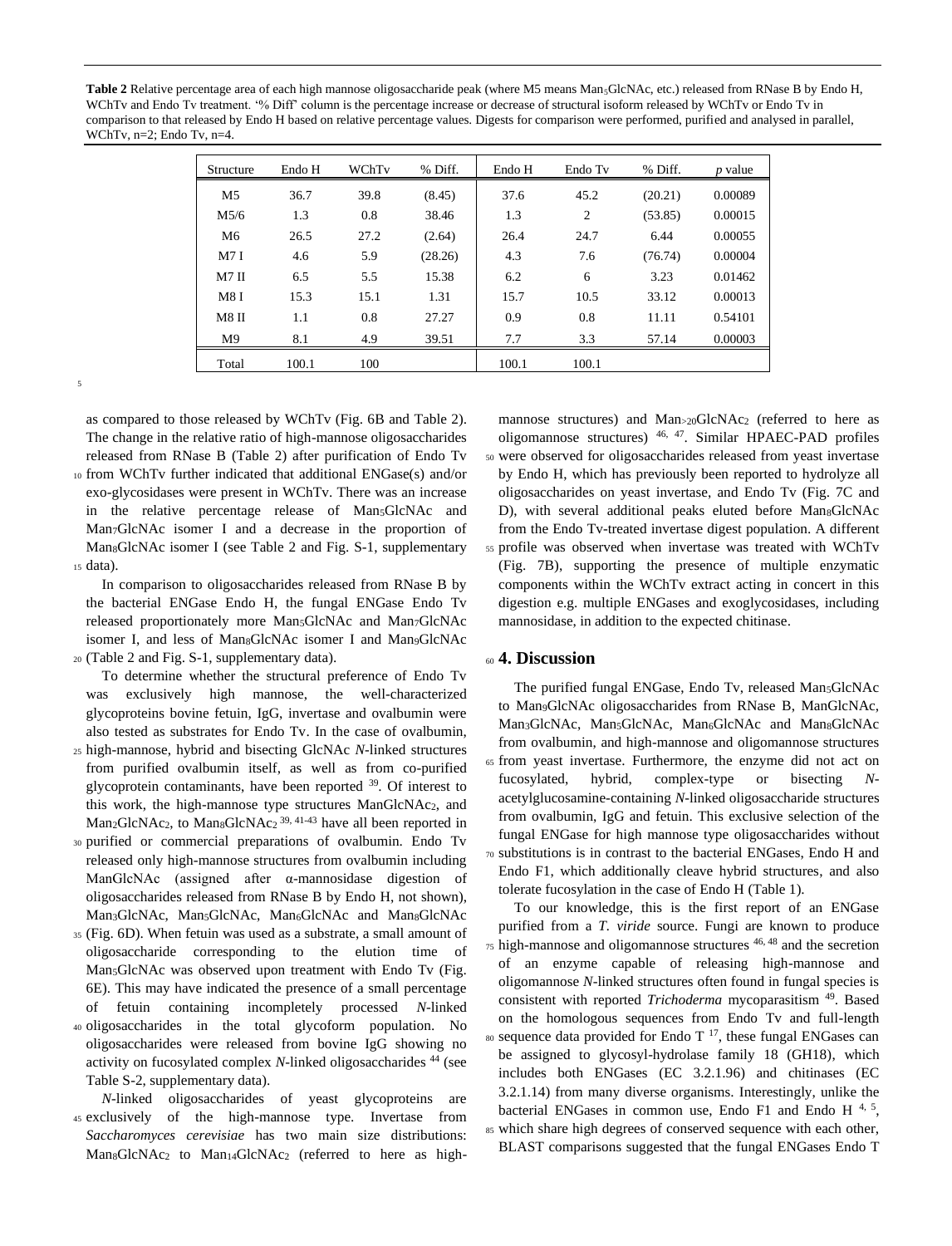**Table 2** Relative percentage area of each high mannose oligosaccharide peak (where M5 means $Man_5GlcNAc$, etc.) released from RNase B by Endo H, WChTv and Endo Tv treatment. '% Diff' column is the percentage increase or decrease of structural isoform released by WChTv or Endo Tv in comparison to that released by Endo H based on relative percentage values. Digests for comparison were performed, purified and analysed in parallel, WChTv, n=2; Endo Tv, n=4.

| Structure | Endo H | WChTv | % Diff. | Endo H | Endo Tv | % Diff. | *p* value |
|---|---|---|---|---|---|---|---|
| M5 | 36.7 | 39.8 | (8.45) | 37.6 | 45.2 | (20.21) | 0.00089 |
| M5/6 | 1.3 | 0.8 | 38.46 | 1.3 | 2 | (53.85) | 0.00015 |
| M6 | 26.5 | 27.2 | (2.64) | 26.4 | 24.7 | 6.44 | 0.00055 |
| M7 I | 4.6 | 5.9 | (28.26) | 4.3 | 7.6 | (76.74) | 0.00004 |
| M7 II | 6.5 | 5.5 | 15.38 | 6.2 | 6 | 3.23 | 0.01462 |
| M8 I | 15.3 | 15.1 | 1.31 | 15.7 | 10.5 | 33.12 | 0.00013 |
| M8 II | 1.1 | 0.8 | 27.27 | 0.9 | 0.8 | 11.11 | 0.54101 |
| M9 | 8.1 | 4.9 | 39.51 | 7.7 | 3.3 | 57.14 | 0.00003 |
| Total | 100.1 | 100 | | 100.1 | 100.1 | | |

as compared to those released by WChTv (Fig. 6B and Table 2). The change in the relative ratio of high-mannose oligosaccharides released from RNase B (Table 2) after purification of Endo Tv from WChTv further indicated that additional ENGase(s) and/or exo-glycosidases were present in WChTv. There was an increase in the relative percentage release of $Man_5GlcNAc$ and $Man_7GlcNAc$ isomer I and a decrease in the proportion of $Man_8GlcNAc$ isomer I (see Table 2 and Fig. S-1, supplementary data).

In comparison to oligosaccharides released from RNase B by the bacterial ENGase Endo H, the fungal ENGase Endo Tv released proportionately more $Man_5GlcNAc$ and $Man_7GlcNAc$ isomer I, and less of $Man_8GlcNAc$ isomer I and $Man_9GlcNAc$ (Table 2 and Fig. S-1, supplementary data).

To determine whether the structural preference of Endo Tv was exclusively high mannose, the well-characterized glycoproteins bovine fetuin, IgG, invertase and ovalbumin were also tested as substrates for Endo Tv. In the case of ovalbumin, high-mannose, hybrid and bisecting GlcNAc *N*-linked structures from purified ovalbumin itself, as well as from co-purified glycoprotein contaminants, have been reported [39]. Of interest to this work, the high-mannose type structures $ManGlcNAc_2$, and $Man_2GlcNAc_2$, to $Man_8GlcNAc_2$ [39, 41-43] have all been reported in purified or commercial preparations of ovalbumin. Endo Tv released only high-mannose structures from ovalbumin including ManGlcNAc (assigned after α-mannosidase digestion of oligosaccharides released from RNase B by Endo H, not shown), $Man_3GlcNAc$, $Man_5GlcNAc$, $Man_6GlcNAc$ and $Man_8GlcNAc$ (Fig. 6D). When fetuin was used as a substrate, a small amount of oligosaccharide corresponding to the elution time of $Man_5GlcNAc$ was observed upon treatment with Endo Tv (Fig. 6E). This may have indicated the presence of a small percentage of fetuin containing incompletely processed *N*-linked oligosaccharides in the total glycoform population. No oligosaccharides were released from bovine IgG showing no activity on fucosylated complex *N*-linked oligosaccharides [44] (see Table S-2, supplementary data).

*N*-linked oligosaccharides of yeast glycoproteins are exclusively of the high-mannose type. Invertase from *Saccharomyces cerevisiae* has two main size distributions: $Man_8GlcNAc_2$ to $Man_{14}GlcNAc_2$ (referred to here as high-mannose structures) and $Man_{>20}GlcNAc_2$ (referred to here as oligomannose structures) [46, 47]. Similar HPAEC-PAD profiles were observed for oligosaccharides released from yeast invertase by Endo H, which has previously been reported to hydrolyze all oligosaccharides on yeast invertase, and Endo Tv (Fig. 7C and D), with several additional peaks eluted before $Man_8GlcNAc$ from the Endo Tv-treated invertase digest population. A different profile was observed when invertase was treated with WChTv (Fig. 7B), supporting the presence of multiple enzymatic components within the WChTv extract acting in concert in this digestion e.g. multiple ENGases and exoglycosidases, including mannosidase, in addition to the expected chitinase.

## 4. Discussion

The purified fungal ENGase, Endo Tv, released $Man_5GlcNAc$ to $Man_9GlcNAc$ oligosaccharides from RNase B, ManGlcNAc, $Man_3GlcNAc$, $Man_5GlcNAc$, $Man_6GlcNAc$ and $Man_8GlcNAc$ from ovalbumin, and high-mannose and oligomannose structures from yeast invertase. Furthermore, the enzyme did not act on fucosylated, hybrid, complex-type or bisecting *N*-acetylglucosamine-containing *N*-linked oligosaccharide structures from ovalbumin, IgG and fetuin. This exclusive selection of the fungal ENGase for high mannose type oligosaccharides without substitutions is in contrast to the bacterial ENGases, Endo H and Endo F1, which additionally cleave hybrid structures, and also tolerate fucosylation in the case of Endo H (Table 1).

To our knowledge, this is the first report of an ENGase purified from a *T. viride* source. Fungi are known to produce high-mannose and oligomannose structures [46, 48] and the secretion of an enzyme capable of releasing high-mannose and oligomannose *N*-linked structures often found in fungal species is consistent with reported *Trichoderma* mycoparasitism [49]. Based on the homologous sequences from Endo Tv and full-length sequence data provided for Endo T [17], these fungal ENGases can be assigned to glycosyl-hydrolase family 18 (GH18), which includes both ENGases (EC 3.2.1.96) and chitinases (EC 3.2.1.14) from many diverse organisms. Interestingly, unlike the bacterial ENGases in common use, Endo F1 and Endo H [4, 5], which share high degrees of conserved sequence with each other, BLAST comparisons suggested that the fungal ENGases Endo T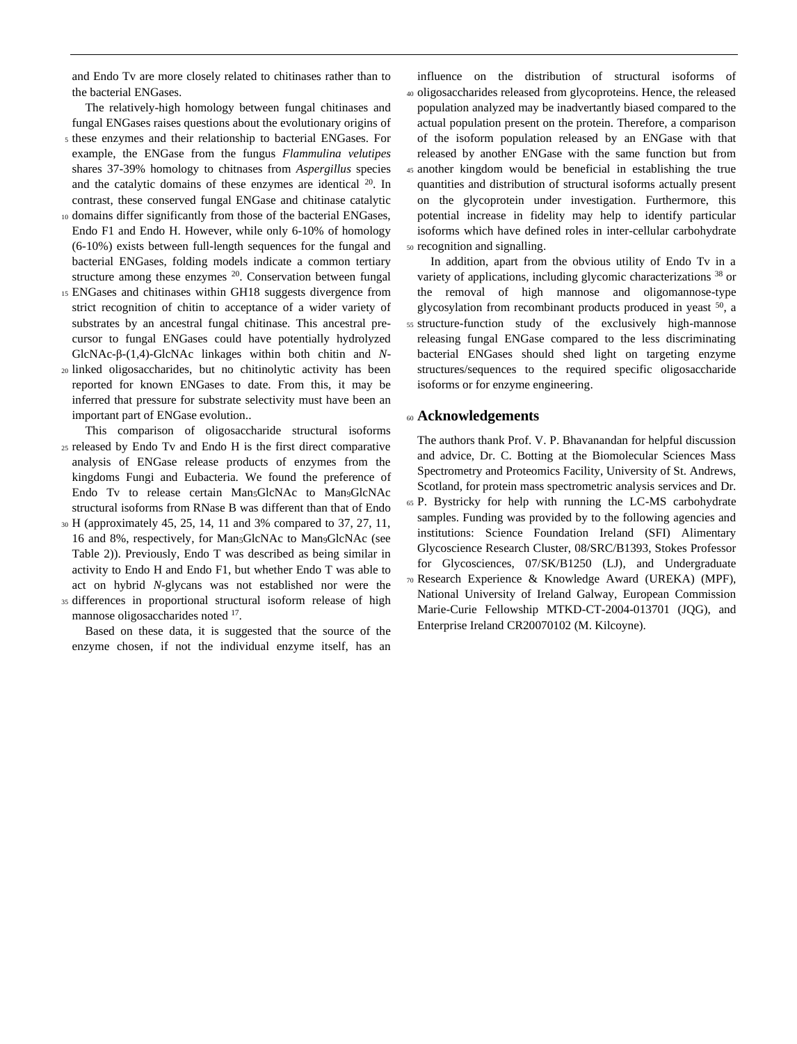and Endo Tv are more closely related to chitinases rather than to the bacterial ENGases.

The relatively-high homology between fungal chitinases and fungal ENGases raises questions about the evolutionary origins of these enzymes and their relationship to bacterial ENGases. For example, the ENGase from the fungus *Flammulina velutipes* shares 37-39% homology to chitnases from *Aspergillus* species and the catalytic domains of these enzymes are identical [20]. In contrast, these conserved fungal ENGase and chitinase catalytic domains differ significantly from those of the bacterial ENGases, Endo F1 and Endo H. However, while only 6-10% of homology (6-10%) exists between full-length sequences for the fungal and bacterial ENGases, folding models indicate a common tertiary structure among these enzymes [20]. Conservation between fungal ENGases and chitinases within GH18 suggests divergence from strict recognition of chitin to acceptance of a wider variety of substrates by an ancestral fungal chitinase. This ancestral pre-cursor to fungal ENGases could have potentially hydrolyzed GlcNAc-β-(1,4)-GlcNAc linkages within both chitin and *N*-linked oligosaccharides, but no chitinolytic activity has been reported for known ENGases to date. From this, it may be inferred that pressure for substrate selectivity must have been an important part of ENGase evolution..

This comparison of oligosaccharide structural isoforms released by Endo Tv and Endo H is the first direct comparative analysis of ENGase release products of enzymes from the kingdoms Fungi and Eubacteria. We found the preference of Endo Tv to release certain $Man_5GlcNAc$ to $Man_9GlcNAc$ structural isoforms from RNase B was different than that of Endo H (approximately 45, 25, 14, 11 and 3% compared to 37, 27, 11, 16 and 8%, respectively, for $Man_5GlcNAc$ to $Man_9GlcNAc$ (see Table 2)). Previously, Endo T was described as being similar in activity to Endo H and Endo F1, but whether Endo T was able to act on hybrid *N*-glycans was not established nor were the differences in proportional structural isoform release of high mannose oligosaccharides noted [17].

Based on these data, it is suggested that the source of the enzyme chosen, if not the individual enzyme itself, has an influence on the distribution of structural isoforms of oligosaccharides released from glycoproteins. Hence, the released population analyzed may be inadvertantly biased compared to the actual population present on the protein. Therefore, a comparison of the isoform population released by an ENGase with that released by another ENGase with the same function but from another kingdom would be beneficial in establishing the true quantities and distribution of structural isoforms actually present on the glycoprotein under investigation. Furthermore, this potential increase in fidelity may help to identify particular isoforms which have defined roles in inter-cellular carbohydrate recognition and signalling.

In addition, apart from the obvious utility of Endo Tv in a variety of applications, including glycomic characterizations [38] or the removal of high mannose and oligomannose-type glycosylation from recombinant products produced in yeast [50], a structure-function study of the exclusively high-mannose releasing fungal ENGase compared to the less discriminating bacterial ENGases should shed light on targeting enzyme structures/sequences to the required specific oligosaccharide isoforms or for enzyme engineering.

## Acknowledgements

The authors thank Prof. V. P. Bhavanandan for helpful discussion and advice, Dr. C. Botting at the Biomolecular Sciences Mass Spectrometry and Proteomics Facility, University of St. Andrews, Scotland, for protein mass spectrometric analysis services and Dr. P. Bystricky for help with running the LC-MS carbohydrate samples. Funding was provided by to the following agencies and institutions: Science Foundation Ireland (SFI) Alimentary Glycoscience Research Cluster, 08/SRC/B1393, Stokes Professor for Glycosciences, 07/SK/B1250 (LJ), and Undergraduate Research Experience & Knowledge Award (UREKA) (MPF), National University of Ireland Galway, European Commission Marie-Curie Fellowship MTKD-CT-2004-013701 (JQG), and Enterprise Ireland CR20070102 (M. Kilcoyne).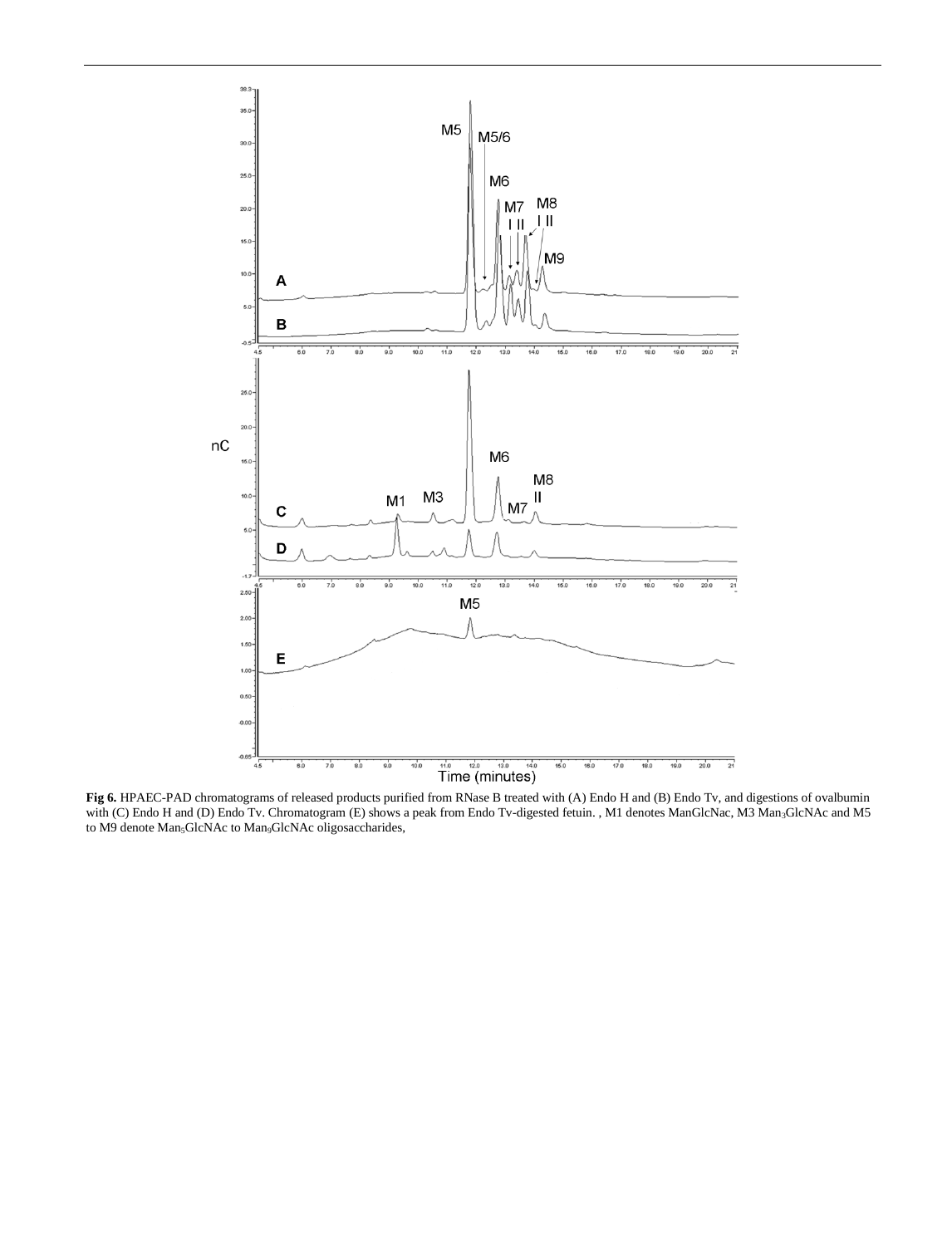**Fig 6.** HPAEC-PAD chromatograms of released products purified from RNase B treated with (A) Endo H and (B) Endo Tv, and digestions of ovalbumin with (C) Endo H and (D) Endo Tv. Chromatogram (E) shows a peak from Endo Tv-digested fetuin. , M1 denotes ManGlcNac, M3 $Man_3GlcNAc$ and M5 to M9 denote $Man_5GlcNAc$ to $Man_9GlcNAc$ oligosaccharides,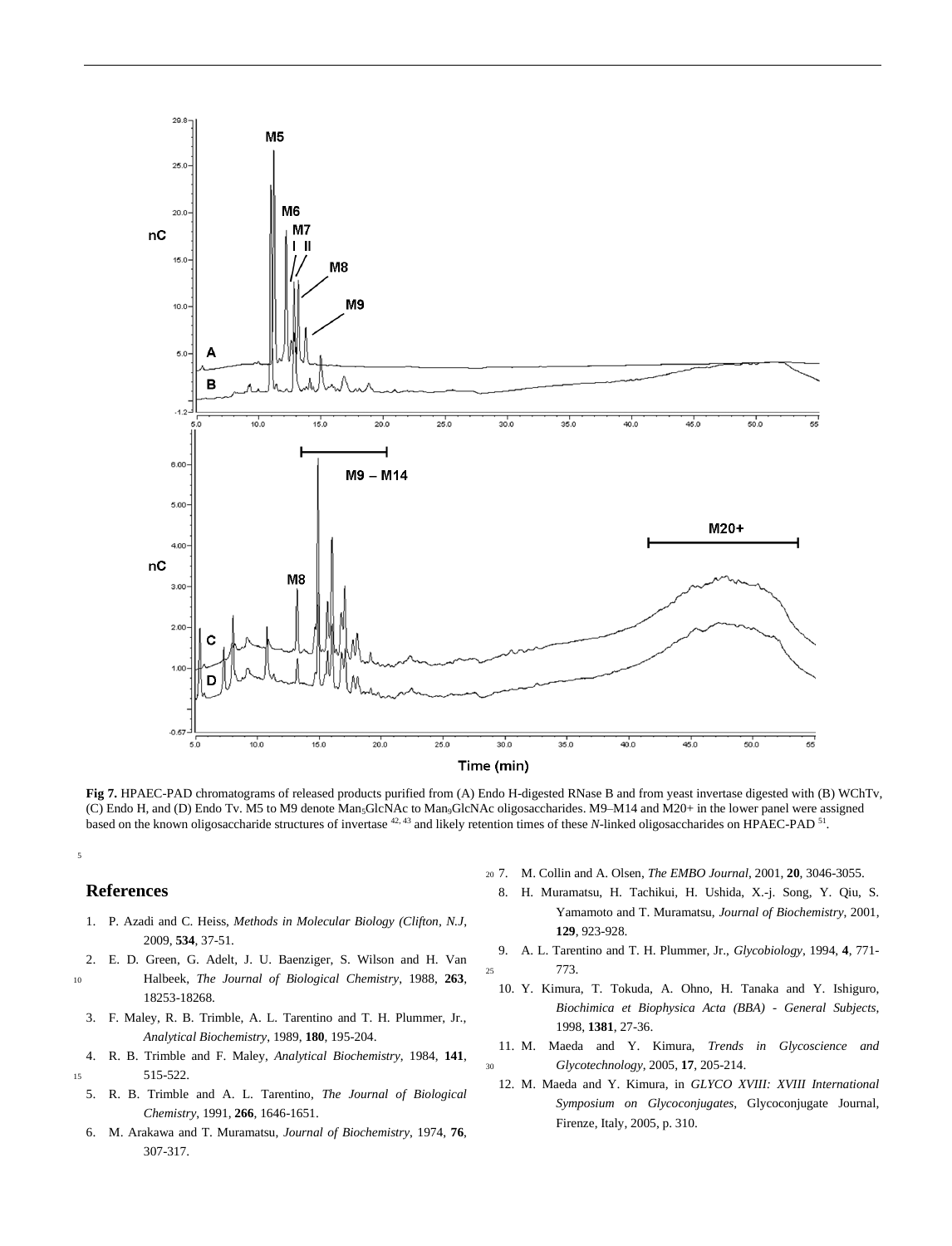**Fig 7.** HPAEC-PAD chromatograms of released products purified from (A) Endo H-digested RNase B and from yeast invertase digested with (B) WChTv, (C) Endo H, and (D) Endo Tv. M5 to M9 denote $Man_5GlcNAc$ to $Man_9GlcNAc$ oligosaccharides. M9–M14 and M20+ in the lower panel were assigned based on the known oligosaccharide structures of invertase [42, 43] and likely retention times of these *N*-linked oligosaccharides on HPAEC-PAD [51].

## References

1. P. Azadi and C. Heiss, *Methods in Molecular Biology (Clifton, N.J*, 2009, **534**, 37-51.
2. E. D. Green, G. Adelt, J. U. Baenziger, S. Wilson and H. Van Halbeek, *The Journal of Biological Chemistry*, 1988, **263**, 18253-18268.
3. F. Maley, R. B. Trimble, A. L. Tarentino and T. H. Plummer, Jr., *Analytical Biochemistry*, 1989, **180**, 195-204.
4. R. B. Trimble and F. Maley, *Analytical Biochemistry*, 1984, **141**, 515-522.
5. R. B. Trimble and A. L. Tarentino, *The Journal of Biological Chemistry*, 1991, **266**, 1646-1651.
6. M. Arakawa and T. Muramatsu, *Journal of Biochemistry*, 1974, **76**, 307-317.
7. M. Collin and A. Olsen, *The EMBO Journal*, 2001, **20**, 3046-3055.
8. H. Muramatsu, H. Tachikui, H. Ushida, X.-j. Song, Y. Qiu, S. Yamamoto and T. Muramatsu, *Journal of Biochemistry*, 2001, **129**, 923-928.
9. A. L. Tarentino and T. H. Plummer, Jr., *Glycobiology*, 1994, **4**, 771-773.
10. Y. Kimura, T. Tokuda, A. Ohno, H. Tanaka and Y. Ishiguro, *Biochimica et Biophysica Acta (BBA) - General Subjects*, 1998, **1381**, 27-36.
11. M. Maeda and Y. Kimura, *Trends in Glycoscience and Glycotechnology*, 2005, **17**, 205-214.
12. M. Maeda and Y. Kimura, in *GLYCO XVIII: XVIII International Symposium on Glycoconjugates*, Glycoconjugate Journal, Firenze, Italy, 2005, p. 310.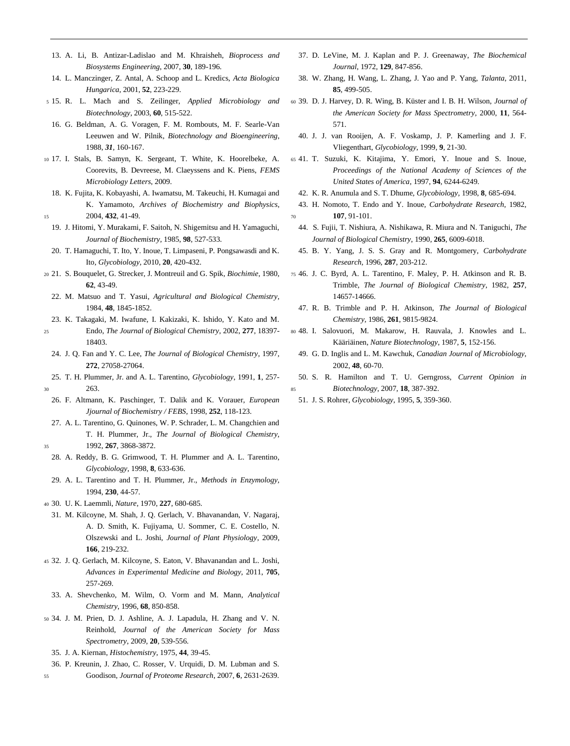13. A. Li, B. Antizar-Ladislao and M. Khraisheh, *Bioprocess and Biosystems Engineering*, 2007, **30**, 189-196.
14. L. Manczinger, Z. Antal, A. Schoop and L. Kredics, *Acta Biologica Hungarica*, 2001, **52**, 223-229.
15. R. L. Mach and S. Zeilinger, *Applied Microbiology and Biotechnology*, 2003, **60**, 515-522.
16. G. Beldman, A. G. Voragen, F. M. Rombouts, M. F. Searle-Van Leeuwen and W. Pilnik, *Biotechnology and Bioengineering*, 1988, ***31***, 160-167.
17. I. Stals, B. Samyn, K. Sergeant, T. White, K. Hoorelbeke, A. Coorevits, B. Devreese, M. Claeyssens and K. Piens, *FEMS Microbiology Letters*, 2009.
18. K. Fujita, K. Kobayashi, A. Iwamatsu, M. Takeuchi, H. Kumagai and K. Yamamoto, *Archives of Biochemistry and Biophysics*, 2004, **432**, 41-49.
19. J. Hitomi, Y. Murakami, F. Saitoh, N. Shigemitsu and H. Yamaguchi, *Journal of Biochemistry*, 1985, **98**, 527-533.
20. T. Hamaguchi, T. Ito, Y. Inoue, T. Limpaseni, P. Pongsawasdi and K. Ito, *Glycobiology*, 2010, **20**, 420-432.
21. S. Bouquelet, G. Strecker, J. Montreuil and G. Spik, *Biochimie*, 1980, **62**, 43-49.
22. M. Matsuo and T. Yasui, *Agricultural and Biological Chemistry*, 1984, **48**, 1845-1852.
23. K. Takagaki, M. Iwafune, I. Kakizaki, K. Ishido, Y. Kato and M. Endo, *The Journal of Biological Chemistry*, 2002, **277**, 18397-18403.
24. J. Q. Fan and Y. C. Lee, *The Journal of Biological Chemistry*, 1997, **272**, 27058-27064.
25. T. H. Plummer, Jr. and A. L. Tarentino, *Glycobiology*, 1991, **1**, 257-263.
26. F. Altmann, K. Paschinger, T. Dalik and K. Vorauer, *European Jjournal of Biochemistry / FEBS*, 1998, **252**, 118-123.
27. A. L. Tarentino, G. Quinones, W. P. Schrader, L. M. Changchien and T. H. Plummer, Jr., *The Journal of Biological Chemistry*, 1992, **267**, 3868-3872.
28. A. Reddy, B. G. Grimwood, T. H. Plummer and A. L. Tarentino, *Glycobiology*, 1998, **8**, 633-636.
29. A. L. Tarentino and T. H. Plummer, Jr., *Methods in Enzymology*, 1994, **230**, 44-57.
30. U. K. Laemmli, *Nature*, 1970, **227**, 680-685.
31. M. Kilcoyne, M. Shah, J. Q. Gerlach, V. Bhavanandan, V. Nagaraj, A. D. Smith, K. Fujiyama, U. Sommer, C. E. Costello, N. Olszewski and L. Joshi, *Journal of Plant Physiology*, 2009, **166**, 219-232.
32. J. Q. Gerlach, M. Kilcoyne, S. Eaton, V. Bhavanandan and L. Joshi, *Advances in Experimental Medicine and Biology*, 2011, **705**, 257-269.
33. A. Shevchenko, M. Wilm, O. Vorm and M. Mann, *Analytical Chemistry*, 1996, **68**, 850-858.
34. J. M. Prien, D. J. Ashline, A. J. Lapadula, H. Zhang and V. N. Reinhold, *Journal of the American Society for Mass Spectrometry*, 2009, **20**, 539-556.
35. J. A. Kiernan, *Histochemistry*, 1975, **44**, 39-45.
36. P. Kreunin, J. Zhao, C. Rosser, V. Urquidi, D. M. Lubman and S. Goodison, *Journal of Proteome Research*, 2007, **6**, 2631-2639.
37. D. LeVine, M. J. Kaplan and P. J. Greenaway, *The Biochemical Journal*, 1972, **129**, 847-856.
38. W. Zhang, H. Wang, L. Zhang, J. Yao and P. Yang, *Talanta*, 2011, **85**, 499-505.
39. D. J. Harvey, D. R. Wing, B. Küster and I. B. H. Wilson, *Journal of the American Society for Mass Spectrometry*, 2000, **11**, 564-571.
40. J. J. van Rooijen, A. F. Voskamp, J. P. Kamerling and J. F. Vliegenthart, *Glycobiology*, 1999, **9**, 21-30.
41. T. Suzuki, K. Kitajima, Y. Emori, Y. Inoue and S. Inoue, *Proceedings of the National Academy of Sciences of the United States of America*, 1997, **94**, 6244-6249.
42. K. R. Anumula and S. T. Dhume, *Glycobiology*, 1998, **8**, 685-694.
43. H. Nomoto, T. Endo and Y. Inoue, *Carbohydrate Research*, 1982, **107**, 91-101.
44. S. Fujii, T. Nishiura, A. Nishikawa, R. Miura and N. Taniguchi, *The Journal of Biological Chemistry*, 1990, **265**, 6009-6018.
45. B. Y. Yang, J. S. S. Gray and R. Montgomery, *Carbohydrate Research*, 1996, **287**, 203-212.
46. J. C. Byrd, A. L. Tarentino, F. Maley, P. H. Atkinson and R. B. Trimble, *The Journal of Biological Chemistry*, 1982, **257**, 14657-14666.
47. R. B. Trimble and P. H. Atkinson, *The Journal of Biological Chemistry*, 1986, **261**, 9815-9824.
48. I. Salovuori, M. Makarow, H. Rauvala, J. Knowles and L. Kääriäinen, *Nature Biotechnology*, 1987, **5**, 152-156.
49. G. D. Inglis and L. M. Kawchuk, *Canadian Journal of Microbiology*, 2002, **48**, 60-70.
50. S. R. Hamilton and T. U. Gerngross, *Current Opinion in Biotechnology*, 2007, **18**, 387-392.
51. J. S. Rohrer, *Glycobiology*, 1995, **5**, 359-360.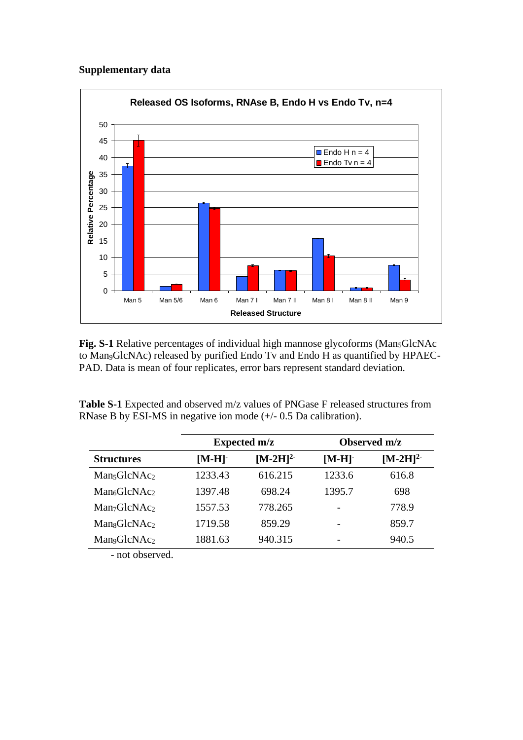**Supplementary data**

**Fig. S-1** Relative percentages of individual high mannose glycoforms ($Man_5GlcNAc$ to $Man_9GlcNAc$) released by purified Endo Tv and Endo H as quantified by HPAEC-PAD. Data is mean of four replicates, error bars represent standard deviation.

**Table S-1** Expected and observed m/z values of PNGase F released structures from RNase B by ESI-MS in negative ion mode (+/- 0.5 Da calibration).

| | Expected m/z | | Observed m/z | |
|---|---|---|---|---|
| **Structures** | **$[M-H]^-$** | **$[M-2H]^{2-}$** | **$[M-H]^-$** | **$[M-2H]^{2-}$** |
| $Man_5GlcNAc_2$ | 1233.43 | 616.215 | 1233.6 | 616.8 |
| $Man_6GlcNAc_2$ | 1397.48 | 698.24 | 1395.7 | 698 |
| $Man_7GlcNAc_2$ | 1557.53 | 778.265 | - | 778.9 |
| $Man_8GlcNAc_2$ | 1719.58 | 859.29 | - | 859.7 |
| $Man_9GlcNAc_2$ | 1881.63 | 940.315 | - | 940.5 |

- not observed.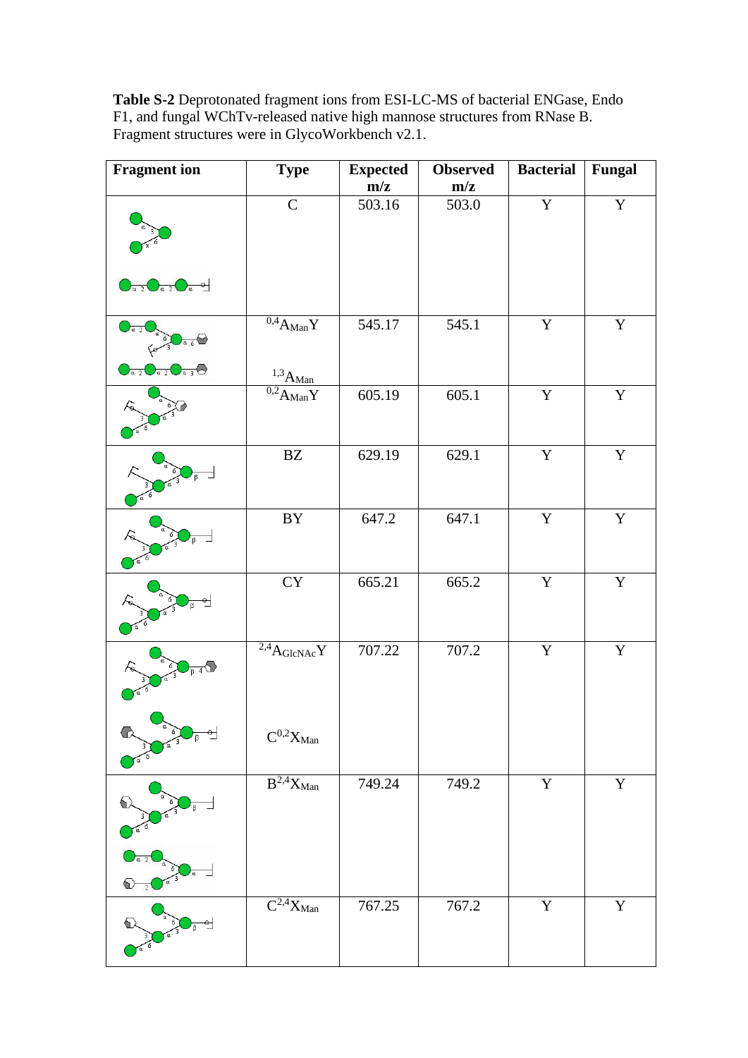**Table S-2** Deprotonated fragment ions from ESI-LC-MS of bacterial ENGase, Endo F1, and fungal WChTv-released native high mannose structures from RNase B. Fragment structures were in GlycoWorkbench v2.1.

| Fragment ion | Type | Expected m/z | Observed m/z | Bacterial | Fungal |
|---|---|---|---|---|---|
| | C | 503.16 | 503.0 | Y | Y |
| | $^{0,4}A_{Man}Y$<br>$^{1,3}A_{Man}$ | 545.17 | 545.1 | Y | Y |
| | $^{0,2}A_{Man}Y$ | 605.19 | 605.1 | Y | Y |
| | BZ | 629.19 | 629.1 | Y | Y |
| | BY | 647.2 | 647.1 | Y | Y |
| | CY | 665.21 | 665.2 | Y | Y |
| | $^{2,4}A_{GlcNAc}Y$<br>$C^{0,2}X_{Man}$ | 707.22 | 707.2 | Y | Y |
| | $B^{2,4}X_{Man}$ | 749.24 | 749.2 | Y | Y |
| | $C^{2,4}X_{Man}$ | 767.25 | 767.2 | Y | Y |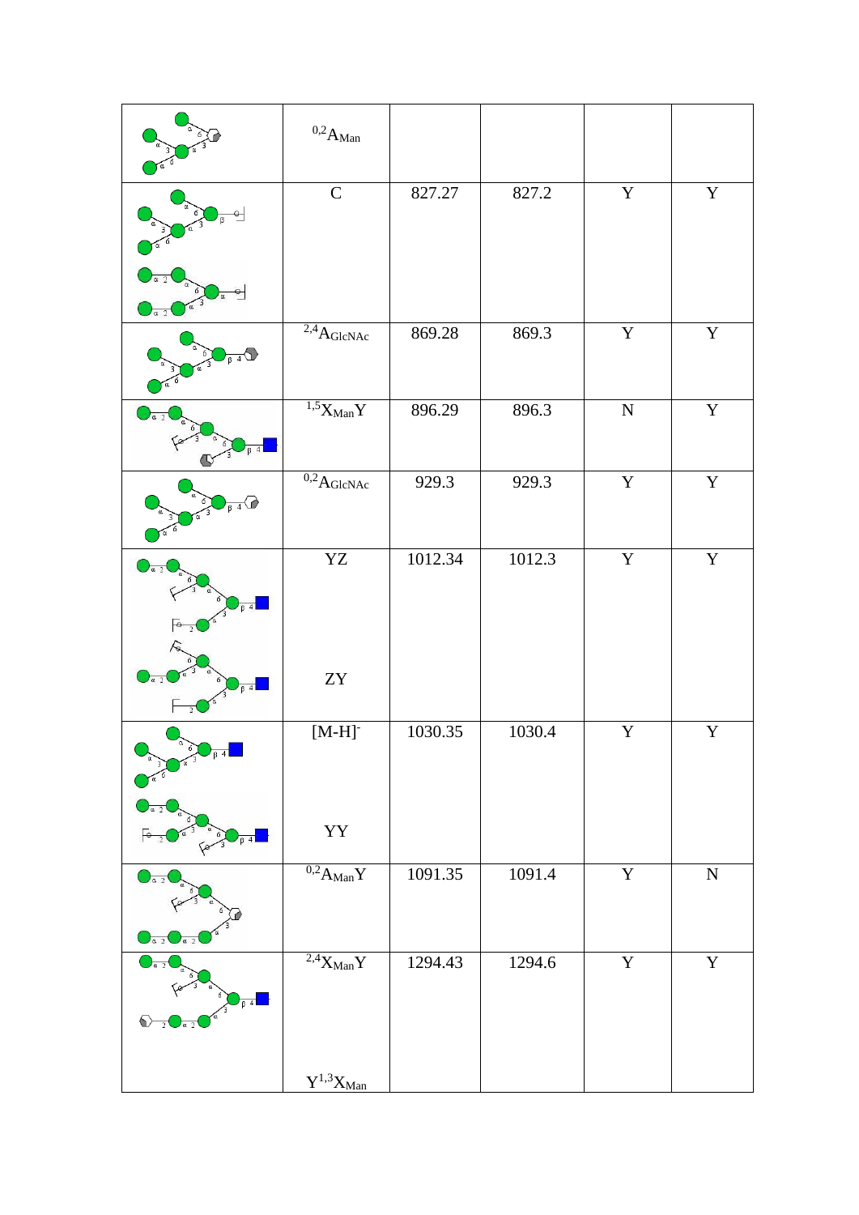|  | $^{0,2}A_{Man}$ |  |  |  |  |
|---|---|---|---|---|---|
|  | C | 827.27 | 827.2 | Y | Y |
|  | $^{2,4}A_{GlcNAc}$ | 869.28 | 869.3 | Y | Y |
|  | $^{1,5}X_{Man}Y$ | 896.29 | 896.3 | N | Y |
|  | $^{0,2}A_{GlcNAc}$ | 929.3 | 929.3 | Y | Y |
|  | YZ<br><br>ZY | 1012.34 | 1012.3 | Y | Y |
|  | $[M-H]^-$<br><br>YY | 1030.35 | 1030.4 | Y | Y |
|  | $^{0,2}A_{Man}Y$ | 1091.35 | 1091.4 | Y | N |
|  | $^{2,4}X_{Man}Y$<br><br>$Y^{1,3}X_{Man}$ | 1294.43 | 1294.6 | Y | Y |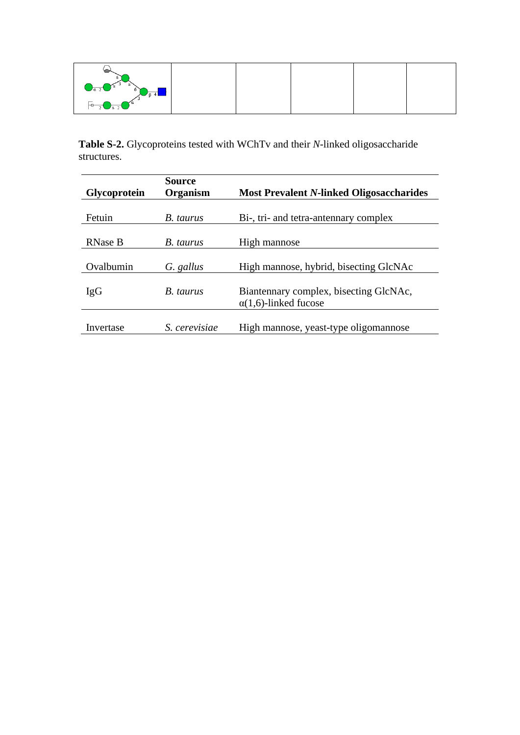| | | | | | |
|---|---|---|---|---|---|
| | | | | | |

**Table S-2.** Glycoproteins tested with WChTv and their *N*-linked oligosaccharide structures.

| Glycoprotein | Source Organism | Most Prevalent *N*-linked Oligosaccharides |
|---|---|---|
| Fetuin | *B. taurus* | Bi-, tri- and tetra-antennary complex |
| RNase B | *B. taurus* | High mannose |
| Ovalbumin | *G. gallus* | High mannose, hybrid, bisecting GlcNAc |
| IgG | *B. taurus* | Biantennary complex, bisecting GlcNAc, α(1,6)-linked fucose |
| Invertase | *S. cerevisiae* | High mannose, yeast-type oligomannose |